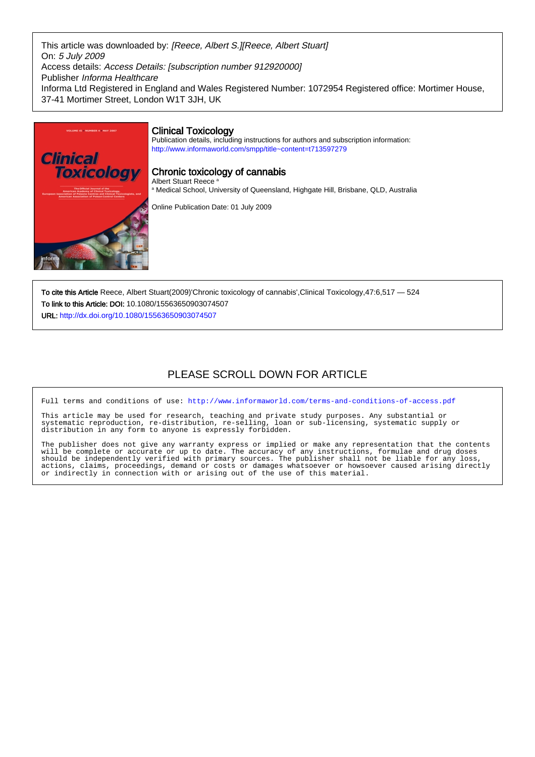This article was downloaded by: *[Reece, Albert S.][Reece, Albert Stuart]*
On: *5 July 2009*
Access details: *Access Details: [subscription number 912920000]*
Publisher *Informa Healthcare*
Informa Ltd Registered in England and Wales Registered Number: 1072954 Registered office: Mortimer House, 37-41 Mortimer Street, London W1T 3JH, UK

## Clinical Toxicology

Publication details, including instructions for authors and subscription information:
http://www.informaworld.com/smpp/title~content=t713597279

## Chronic toxicology of cannabis

Albert Stuart Reece [a]

[a] Medical School, University of Queensland, Highgate Hill, Brisbane, QLD, Australia

Online Publication Date: 01 July 2009

**To cite this Article** Reece, Albert Stuart(2009)'Chronic toxicology of cannabis',Clinical Toxicology,47:6,517 — 524
**To link to this Article: DOI:** 10.1080/15563650903074507
**URL:** http://dx.doi.org/10.1080/15563650903074507

PLEASE SCROLL DOWN FOR ARTICLE

Full terms and conditions of use: http://www.informaworld.com/terms-and-conditions-of-access.pdf

This article may be used for research, teaching and private study purposes. Any substantial or systematic reproduction, re-distribution, re-selling, loan or sub-licensing, systematic supply or distribution in any form to anyone is expressly forbidden.

The publisher does not give any warranty express or implied or make any representation that the contents will be complete or accurate or up to date. The accuracy of any instructions, formulae and drug doses should be independently verified with primary sources. The publisher shall not be liable for any loss, actions, claims, proceedings, demand or costs or damages whatsoever or howsoever caused arising directly or indirectly in connection with or arising out of the use of this material.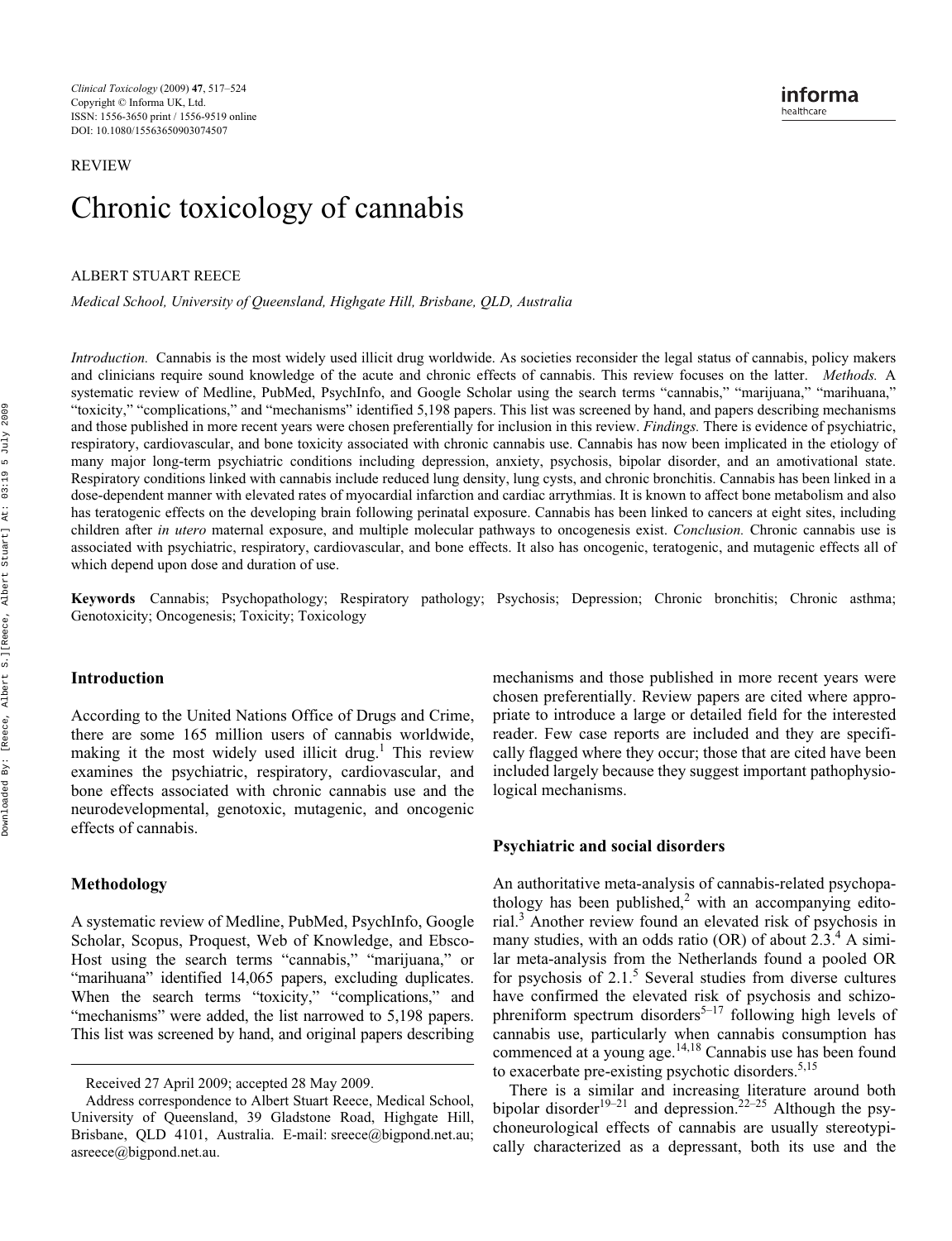REVIEW

# Chronic toxicology of cannabis

ALBERT STUART REECE

*Medical School, University of Queensland, Highgate Hill, Brisbane, QLD, Australia*

*Introduction.* Cannabis is the most widely used illicit drug worldwide. As societies reconsider the legal status of cannabis, policy makers and clinicians require sound knowledge of the acute and chronic effects of cannabis. This review focuses on the latter. *Methods.* A systematic review of Medline, PubMed, PsychInfo, and Google Scholar using the search terms "cannabis," "marijuana," "marihuana," "toxicity," "complications," and "mechanisms" identified 5,198 papers. This list was screened by hand, and papers describing mechanisms and those published in more recent years were chosen preferentially for inclusion in this review. *Findings.* There is evidence of psychiatric, respiratory, cardiovascular, and bone toxicity associated with chronic cannabis use. Cannabis has now been implicated in the etiology of many major long-term psychiatric conditions including depression, anxiety, psychosis, bipolar disorder, and an amotivational state. Respiratory conditions linked with cannabis include reduced lung density, lung cysts, and chronic bronchitis. Cannabis has been linked in a dose-dependent manner with elevated rates of myocardial infarction and cardiac arrythmias. It is known to affect bone metabolism and also has teratogenic effects on the developing brain following perinatal exposure. Cannabis has been linked to cancers at eight sites, including children after *in utero* maternal exposure, and multiple molecular pathways to oncogenesis exist. *Conclusion.* Chronic cannabis use is associated with psychiatric, respiratory, cardiovascular, and bone effects. It also has oncogenic, teratogenic, and mutagenic effects all of which depend upon dose and duration of use.

**Keywords** Cannabis; Psychopathology; Respiratory pathology; Psychosis; Depression; Chronic bronchitis; Chronic asthma; Genotoxicity; Oncogenesis; Toxicity; Toxicology

## Introduction

According to the United Nations Office of Drugs and Crime, there are some 165 million users of cannabis worldwide, making it the most widely used illicit drug.[1] This review examines the psychiatric, respiratory, cardiovascular, and bone effects associated with chronic cannabis use and the neurodevelopmental, genotoxic, mutagenic, and oncogenic effects of cannabis.

## Methodology

A systematic review of Medline, PubMed, PsychInfo, Google Scholar, Scopus, Proquest, Web of Knowledge, and Ebsco-Host using the search terms "cannabis," "marijuana," or "marihuana" identified 14,065 papers, excluding duplicates. When the search terms "toxicity," "complications," and "mechanisms" were added, the list narrowed to 5,198 papers. This list was screened by hand, and original papers describing mechanisms and those published in more recent years were chosen preferentially. Review papers are cited where appropriate to introduce a large or detailed field for the interested reader. Few case reports are included and they are specifically flagged where they occur; those that are cited have been included largely because they suggest important pathophysiological mechanisms.

## Psychiatric and social disorders

An authoritative meta-analysis of cannabis-related psychopathology has been published,[2] with an accompanying editorial.[3] Another review found an elevated risk of psychosis in many studies, with an odds ratio (OR) of about 2.3.[4] A similar meta-analysis from the Netherlands found a pooled OR for psychosis of 2.1.[5] Several studies from diverse cultures have confirmed the elevated risk of psychosis and schizophreniform spectrum disorders[5–17] following high levels of cannabis use, particularly when cannabis consumption has commenced at a young age.[14,18] Cannabis use has been found to exacerbate pre-existing psychotic disorders.[5,15]

There is a similar and increasing literature around both bipolar disorder[19–21] and depression.[22–25] Although the psychoneurological effects of cannabis are usually stereotypically characterized as a depressant, both its use and the

Received 27 April 2009; accepted 28 May 2009.

Address correspondence to Albert Stuart Reece, Medical School, University of Queensland, 39 Gladstone Road, Highgate Hill, Brisbane, QLD 4101, Australia. E-mail: sreece@bigpond.net.au; asreece@bigpond.net.au.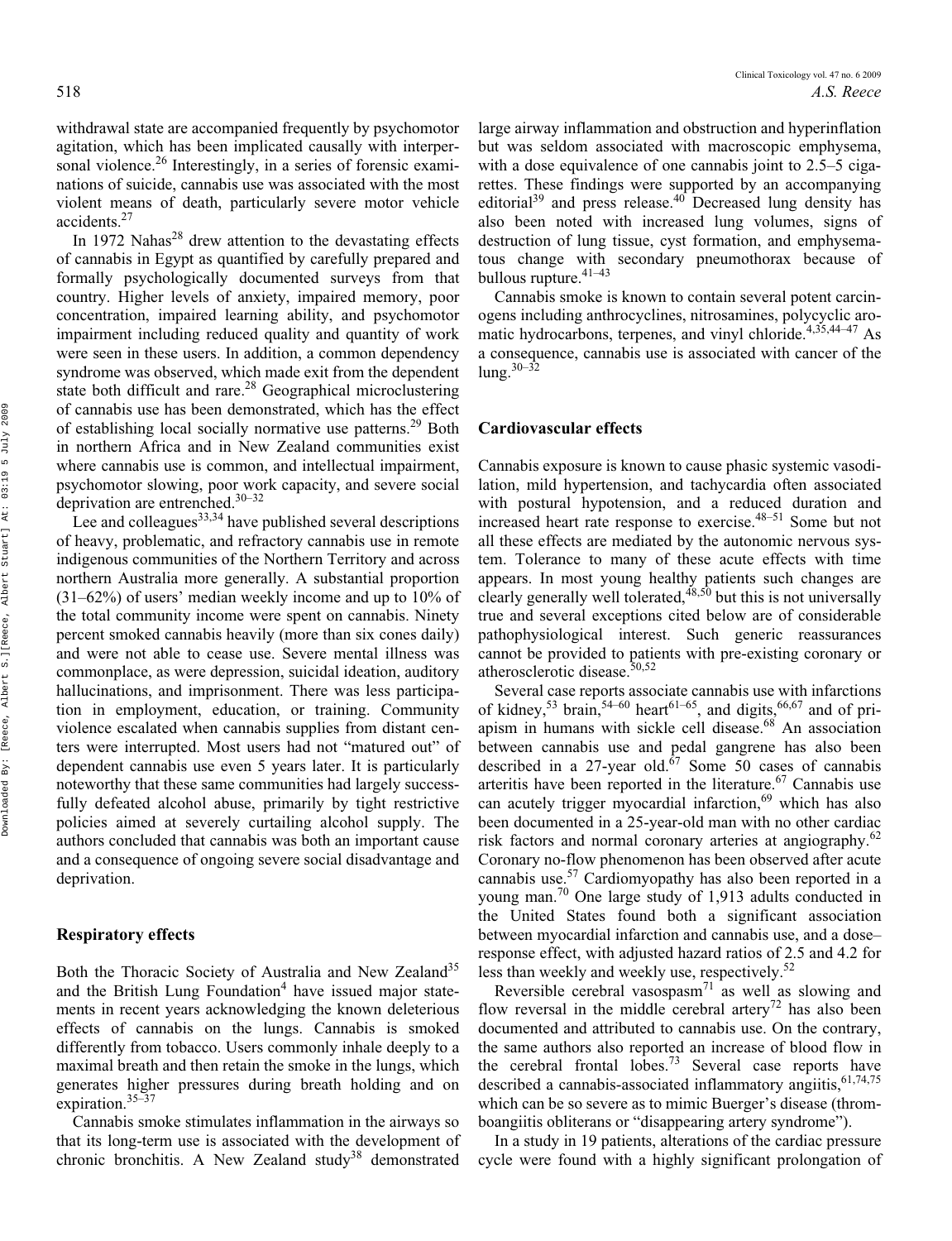withdrawal state are accompanied frequently by psychomotor agitation, which has been implicated causally with interpersonal violence.[26] Interestingly, in a series of forensic examinations of suicide, cannabis use was associated with the most violent means of death, particularly severe motor vehicle accidents.[27]

In 1972 Nahas[28] drew attention to the devastating effects of cannabis in Egypt as quantified by carefully prepared and formally psychologically documented surveys from that country. Higher levels of anxiety, impaired memory, poor concentration, impaired learning ability, and psychomotor impairment including reduced quality and quantity of work were seen in these users. In addition, a common dependency syndrome was observed, which made exit from the dependent state both difficult and rare.[28] Geographical microclustering of cannabis use has been demonstrated, which has the effect of establishing local socially normative use patterns.[29] Both in northern Africa and in New Zealand communities exist where cannabis use is common, and intellectual impairment, psychomotor slowing, poor work capacity, and severe social deprivation are entrenched.[30–32]

Lee and colleagues[33,34] have published several descriptions of heavy, problematic, and refractory cannabis use in remote indigenous communities of the Northern Territory and across northern Australia more generally. A substantial proportion (31–62%) of users' median weekly income and up to 10% of the total community income were spent on cannabis. Ninety percent smoked cannabis heavily (more than six cones daily) and were not able to cease use. Severe mental illness was commonplace, as were depression, suicidal ideation, auditory hallucinations, and imprisonment. There was less participation in employment, education, or training. Community violence escalated when cannabis supplies from distant centers were interrupted. Most users had not "matured out" of dependent cannabis use even 5 years later. It is particularly noteworthy that these same communities had largely successfully defeated alcohol abuse, primarily by tight restrictive policies aimed at severely curtailing alcohol supply. The authors concluded that cannabis was both an important cause and a consequence of ongoing severe social disadvantage and deprivation.

## Respiratory effects

Both the Thoracic Society of Australia and New Zealand[35] and the British Lung Foundation[4] have issued major statements in recent years acknowledging the known deleterious effects of cannabis on the lungs. Cannabis is smoked differently from tobacco. Users commonly inhale deeply to a maximal breath and then retain the smoke in the lungs, which generates higher pressures during breath holding and on expiration.[35–37]

Cannabis smoke stimulates inflammation in the airways so that its long-term use is associated with the development of chronic bronchitis. A New Zealand study[38] demonstrated large airway inflammation and obstruction and hyperinflation but was seldom associated with macroscopic emphysema, with a dose equivalence of one cannabis joint to 2.5–5 cigarettes. These findings were supported by an accompanying editorial[39] and press release.[40] Decreased lung density has also been noted with increased lung volumes, signs of destruction of lung tissue, cyst formation, and emphysematous change with secondary pneumothorax because of bullous rupture.[41–43]

Cannabis smoke is known to contain several potent carcinogens including anthrocyclines, nitrosamines, polycyclic aromatic hydrocarbons, terpenes, and vinyl chloride.[4,35,44–47] As a consequence, cannabis use is associated with cancer of the lung.[30–32]

## Cardiovascular effects

Cannabis exposure is known to cause phasic systemic vasodilation, mild hypertension, and tachycardia often associated with postural hypotension, and a reduced duration and increased heart rate response to exercise.[48–51] Some but not all these effects are mediated by the autonomic nervous system. Tolerance to many of these acute effects with time appears. In most young healthy patients such changes are clearly generally well tolerated,[48,50] but this is not universally true and several exceptions cited below are of considerable pathophysiological interest. Such generic reassurances cannot be provided to patients with pre-existing coronary or atherosclerotic disease.[50,52]

Several case reports associate cannabis use with infarctions of kidney,[53] brain,[54–60] heart[61–65], and digits,[66,67] and of priapism in humans with sickle cell disease.[68] An association between cannabis use and pedal gangrene has also been described in a 27-year old.[67] Some 50 cases of cannabis arteritis have been reported in the literature.[67] Cannabis use can acutely trigger myocardial infarction,[69] which has also been documented in a 25-year-old man with no other cardiac risk factors and normal coronary arteries at angiography.[62] Coronary no-flow phenomenon has been observed after acute cannabis use.[57] Cardiomyopathy has also been reported in a young man.[70] One large study of 1,913 adults conducted in the United States found both a significant association between myocardial infarction and cannabis use, and a dose–response effect, with adjusted hazard ratios of 2.5 and 4.2 for less than weekly and weekly use, respectively.[52]

Reversible cerebral vasospasm[71] as well as slowing and flow reversal in the middle cerebral artery[72] has also been documented and attributed to cannabis use. On the contrary, the same authors also reported an increase of blood flow in the cerebral frontal lobes.[73] Several case reports have described a cannabis-associated inflammatory angiitis,[61,74,75] which can be so severe as to mimic Buerger's disease (thromboangiitis obliterans or "disappearing artery syndrome").

In a study in 19 patients, alterations of the cardiac pressure cycle were found with a highly significant prolongation of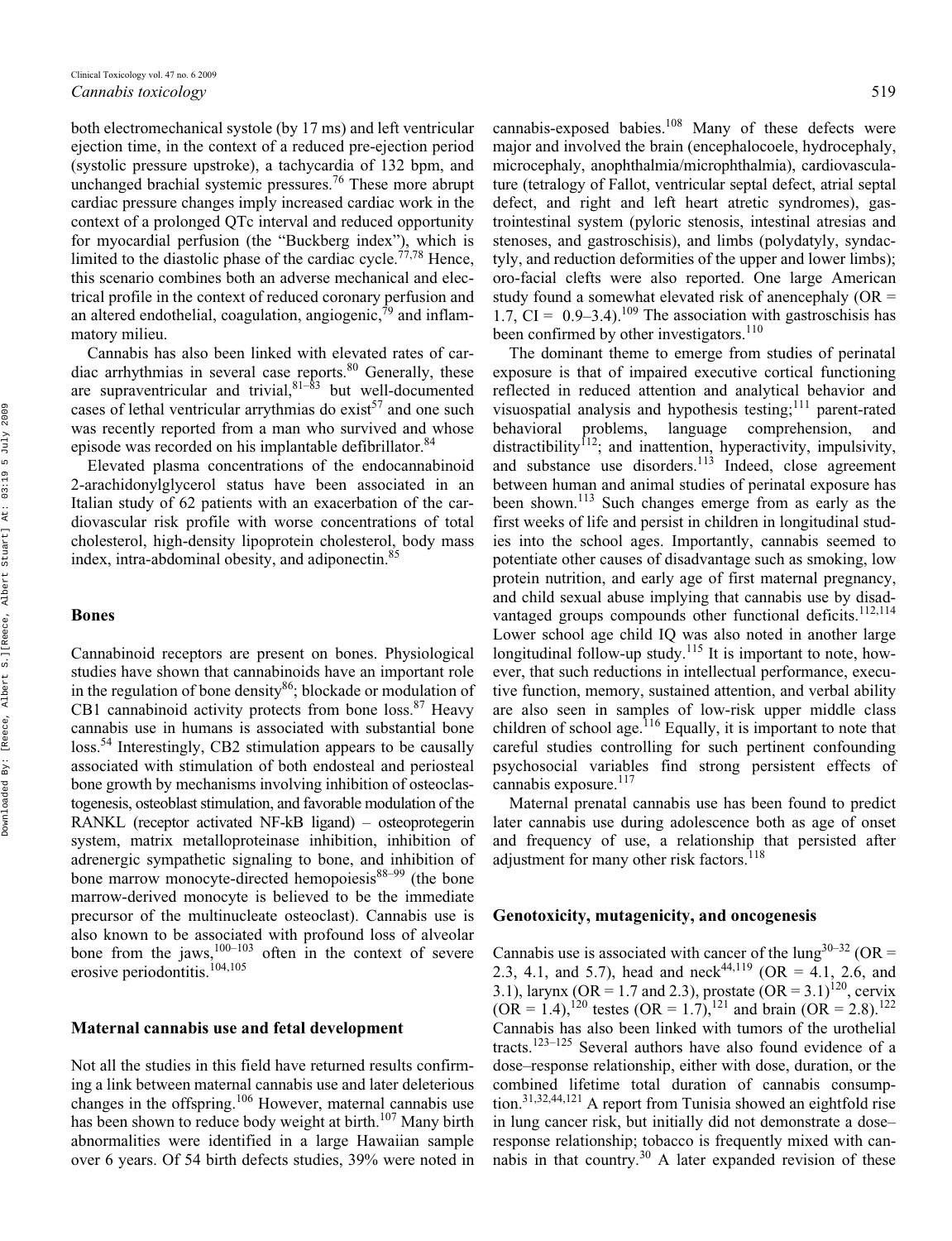both electromechanical systole (by 17 ms) and left ventricular ejection time, in the context of a reduced pre-ejection period (systolic pressure upstroke), a tachycardia of 132 bpm, and unchanged brachial systemic pressures.[76] These more abrupt cardiac pressure changes imply increased cardiac work in the context of a prolonged QTc interval and reduced opportunity for myocardial perfusion (the "Buckberg index"), which is limited to the diastolic phase of the cardiac cycle.[77,78] Hence, this scenario combines both an adverse mechanical and electrical profile in the context of reduced coronary perfusion and an altered endothelial, coagulation, angiogenic,[79] and inflammatory milieu.

Cannabis has also been linked with elevated rates of cardiac arrhythmias in several case reports.[80] Generally, these are supraventricular and trivial,[81–83] but well-documented cases of lethal ventricular arrythmias do exist[57] and one such was recently reported from a man who survived and whose episode was recorded on his implantable defibrillator.[84]

Elevated plasma concentrations of the endocannabinoid 2-arachidonylglycerol status have been associated in an Italian study of 62 patients with an exacerbation of the cardiovascular risk profile with worse concentrations of total cholesterol, high-density lipoprotein cholesterol, body mass index, intra-abdominal obesity, and adiponectin.[85]

## Bones

Cannabinoid receptors are present on bones. Physiological studies have shown that cannabinoids have an important role in the regulation of bone density[86]; blockade or modulation of CB1 cannabinoid activity protects from bone loss.[87] Heavy cannabis use in humans is associated with substantial bone loss.[54] Interestingly, CB2 stimulation appears to be causally associated with stimulation of both endosteal and periosteal bone growth by mechanisms involving inhibition of osteoclastogenesis, osteoblast stimulation, and favorable modulation of the RANKL (receptor activated NF-kB ligand) – osteoprotegerin system, matrix metalloproteinase inhibition, inhibition of adrenergic sympathetic signaling to bone, and inhibition of bone marrow monocyte-directed hemopoiesis[88–99] (the bone marrow-derived monocyte is believed to be the immediate precursor of the multinucleate osteoclast). Cannabis use is also known to be associated with profound loss of alveolar bone from the jaws,[100–103] often in the context of severe erosive periodontitis.[104,105]

## Maternal cannabis use and fetal development

Not all the studies in this field have returned results confirming a link between maternal cannabis use and later deleterious changes in the offspring.[106] However, maternal cannabis use has been shown to reduce body weight at birth.[107] Many birth abnormalities were identified in a large Hawaiian sample over 6 years. Of 54 birth defects studies, 39% were noted in cannabis-exposed babies.[108] Many of these defects were major and involved the brain (encephalocoele, hydrocephaly, microcephaly, anophthalmia/microphthalmia), cardiovasculature (tetralogy of Fallot, ventricular septal defect, atrial septal defect, and right and left heart atretic syndromes), gastrointestinal system (pyloric stenosis, intestinal atresias and stenoses, and gastroschisis), and limbs (polydatyly, syndactyly, and reduction deformities of the upper and lower limbs); oro-facial clefts were also reported. One large American study found a somewhat elevated risk of anencephaly (OR = 1.7, CI = 0.9–3.4).[109] The association with gastroschisis has been confirmed by other investigators.[110]

The dominant theme to emerge from studies of perinatal exposure is that of impaired executive cortical functioning reflected in reduced attention and analytical behavior and visuospatial analysis and hypothesis testing;[111] parent-rated behavioral problems, language comprehension, and distractibility[112]; and inattention, hyperactivity, impulsivity, and substance use disorders.[113] Indeed, close agreement between human and animal studies of perinatal exposure has been shown.[113] Such changes emerge from as early as the first weeks of life and persist in children in longitudinal studies into the school ages. Importantly, cannabis seemed to potentiate other causes of disadvantage such as smoking, low protein nutrition, and early age of first maternal pregnancy, and child sexual abuse implying that cannabis use by disadvantaged groups compounds other functional deficits.[112,114] Lower school age child IQ was also noted in another large longitudinal follow-up study.[115] It is important to note, however, that such reductions in intellectual performance, executive function, memory, sustained attention, and verbal ability are also seen in samples of low-risk upper middle class children of school age.[116] Equally, it is important to note that careful studies controlling for such pertinent confounding psychosocial variables find strong persistent effects of cannabis exposure.[117]

Maternal prenatal cannabis use has been found to predict later cannabis use during adolescence both as age of onset and frequency of use, a relationship that persisted after adjustment for many other risk factors.[118]

## Genotoxicity, mutagenicity, and oncogenesis

Cannabis use is associated with cancer of the lung[30–32] (OR = 2.3, 4.1, and 5.7), head and neck[44,119] (OR = 4.1, 2.6, and 3.1), larynx (OR = 1.7 and 2.3), prostate (OR = 3.1)[120], cervix (OR = 1.4),[120] testes (OR = 1.7),[121] and brain (OR = 2.8).[122] Cannabis has also been linked with tumors of the urothelial tracts.[123–125] Several authors have also found evidence of a dose–response relationship, either with dose, duration, or the combined lifetime total duration of cannabis consumption.[31,32,44,121] A report from Tunisia showed an eightfold rise in lung cancer risk, but initially did not demonstrate a dose–response relationship; tobacco is frequently mixed with cannabis in that country.[30] A later expanded revision of these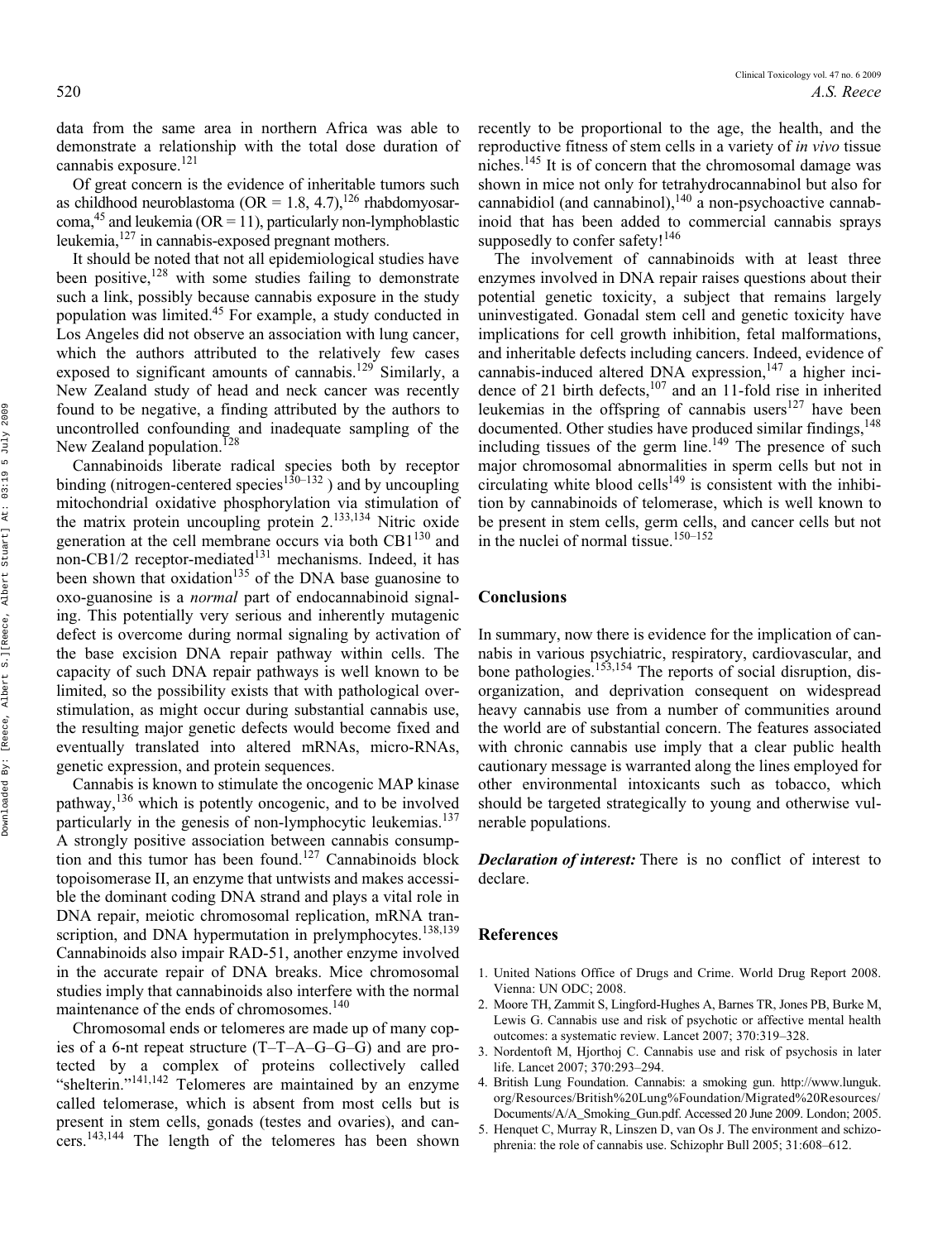data from the same area in northern Africa was able to demonstrate a relationship with the total dose duration of cannabis exposure.[121]

Of great concern is the evidence of inheritable tumors such as childhood neuroblastoma (OR = 1.8, 4.7),[126] rhabdomyosarcoma,[45] and leukemia (OR = 11), particularly non-lymphoblastic leukemia,[127] in cannabis-exposed pregnant mothers.

It should be noted that not all epidemiological studies have been positive,[128] with some studies failing to demonstrate such a link, possibly because cannabis exposure in the study population was limited.[45] For example, a study conducted in Los Angeles did not observe an association with lung cancer, which the authors attributed to the relatively few cases exposed to significant amounts of cannabis.[129] Similarly, a New Zealand study of head and neck cancer was recently found to be negative, a finding attributed by the authors to uncontrolled confounding and inadequate sampling of the New Zealand population.[128]

Cannabinoids liberate radical species both by receptor binding (nitrogen-centered species[130–132] ) and by uncoupling mitochondrial oxidative phosphorylation via stimulation of the matrix protein uncoupling protein 2.[133,134] Nitric oxide generation at the cell membrane occurs via both CB1[130] and non-CB1/2 receptor-mediated[131] mechanisms. Indeed, it has been shown that oxidation[135] of the DNA base guanosine to oxo-guanosine is a *normal* part of endocannabinoid signaling. This potentially very serious and inherently mutagenic defect is overcome during normal signaling by activation of the base excision DNA repair pathway within cells. The capacity of such DNA repair pathways is well known to be limited, so the possibility exists that with pathological overstimulation, as might occur during substantial cannabis use, the resulting major genetic defects would become fixed and eventually translated into altered mRNAs, micro-RNAs, genetic expression, and protein sequences.

Cannabis is known to stimulate the oncogenic MAP kinase pathway,[136] which is potently oncogenic, and to be involved particularly in the genesis of non-lymphocytic leukemias.[137] A strongly positive association between cannabis consumption and this tumor has been found.[127] Cannabinoids block topoisomerase II, an enzyme that untwists and makes accessible the dominant coding DNA strand and plays a vital role in DNA repair, meiotic chromosomal replication, mRNA transcription, and DNA hypermutation in prelymphocytes.[138,139] Cannabinoids also impair RAD-51, another enzyme involved in the accurate repair of DNA breaks. Mice chromosomal studies imply that cannabinoids also interfere with the normal maintenance of the ends of chromosomes.[140]

Chromosomal ends or telomeres are made up of many copies of a 6-nt repeat structure (T–T–A–G–G–G) and are protected by a complex of proteins collectively called "shelterin."[141,142] Telomeres are maintained by an enzyme called telomerase, which is absent from most cells but is present in stem cells, gonads (testes and ovaries), and cancers.[143,144] The length of the telomeres has been shown recently to be proportional to the age, the health, and the reproductive fitness of stem cells in a variety of *in vivo* tissue niches.[145] It is of concern that the chromosomal damage was shown in mice not only for tetrahydrocannabinol but also for cannabidiol (and cannabinol),[140] a non-psychoactive cannabinoid that has been added to commercial cannabis sprays supposedly to confer safety![146]

The involvement of cannabinoids with at least three enzymes involved in DNA repair raises questions about their potential genetic toxicity, a subject that remains largely uninvestigated. Gonadal stem cell and genetic toxicity have implications for cell growth inhibition, fetal malformations, and inheritable defects including cancers. Indeed, evidence of cannabis-induced altered DNA expression,[147] a higher incidence of 21 birth defects,[107] and an 11-fold rise in inherited leukemias in the offspring of cannabis users[127] have been documented. Other studies have produced similar findings,[148] including tissues of the germ line.[149] The presence of such major chromosomal abnormalities in sperm cells but not in circulating white blood cells[149] is consistent with the inhibition by cannabinoids of telomerase, which is well known to be present in stem cells, germ cells, and cancer cells but not in the nuclei of normal tissue.[150–152]

## Conclusions

In summary, now there is evidence for the implication of cannabis in various psychiatric, respiratory, cardiovascular, and bone pathologies.[153,154] The reports of social disruption, disorganization, and deprivation consequent on widespread heavy cannabis use from a number of communities around the world are of substantial concern. The features associated with chronic cannabis use imply that a clear public health cautionary message is warranted along the lines employed for other environmental intoxicants such as tobacco, which should be targeted strategically to young and otherwise vulnerable populations.

***Declaration of interest:*** There is no conflict of interest to declare.

## References

1. United Nations Office of Drugs and Crime. World Drug Report 2008. Vienna: UN ODC; 2008.
2. Moore TH, Zammit S, Lingford-Hughes A, Barnes TR, Jones PB, Burke M, Lewis G. Cannabis use and risk of psychotic or affective mental health outcomes: a systematic review. Lancet 2007; 370:319–328.
3. Nordentoft M, Hjorthoj C. Cannabis use and risk of psychosis in later life. Lancet 2007; 370:293–294.
4. British Lung Foundation. Cannabis: a smoking gun. http://www.lunguk.org/Resources/British%20Lung%Foundation/Migrated%20Resources/Documents/A/A_Smoking_Gun.pdf. Accessed 20 June 2009. London; 2005.
5. Henquet C, Murray R, Linszen D, van Os J. The environment and schizophrenia: the role of cannabis use. Schizophr Bull 2005; 31:608–612.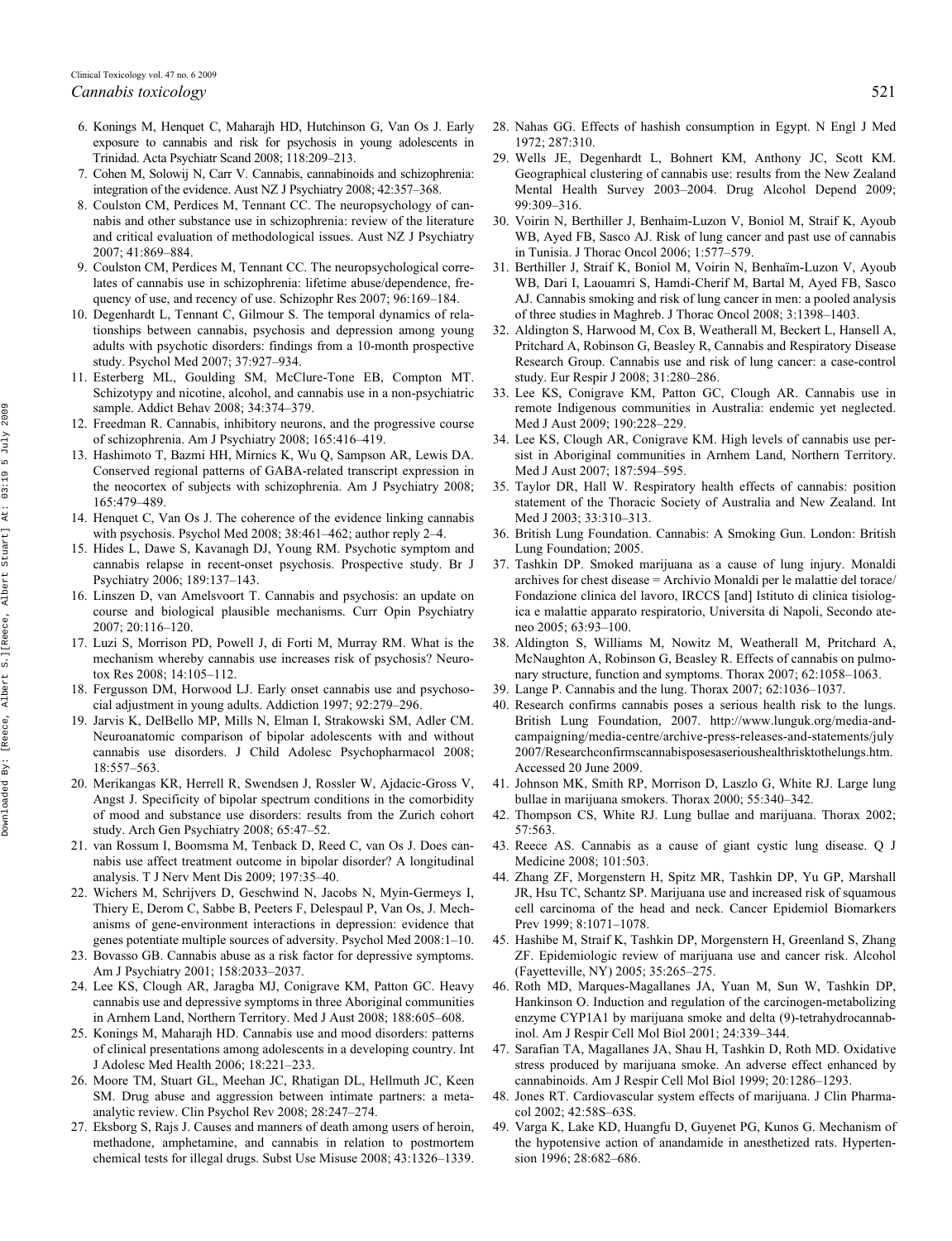6. Konings M, Henquet C, Maharajh HD, Hutchinson G, Van Os J. Early exposure to cannabis and risk for psychosis in young adolescents in Trinidad. Acta Psychiatr Scand 2008; 118:209–213.
7. Cohen M, Solowij N, Carr V. Cannabis, cannabinoids and schizophrenia: integration of the evidence. Aust NZ J Psychiatry 2008; 42:357–368.
8. Coulston CM, Perdices M, Tennant CC. The neuropsychology of cannabis and other substance use in schizophrenia: review of the literature and critical evaluation of methodological issues. Aust NZ J Psychiatry 2007; 41:869–884.
9. Coulston CM, Perdices M, Tennant CC. The neuropsychological correlates of cannabis use in schizophrenia: lifetime abuse/dependence, frequency of use, and recency of use. Schizophr Res 2007; 96:169–184.
10. Degenhardt L, Tennant C, Gilmour S. The temporal dynamics of relationships between cannabis, psychosis and depression among young adults with psychotic disorders: findings from a 10-month prospective study. Psychol Med 2007; 37:927–934.
11. Esterberg ML, Goulding SM, McClure-Tone EB, Compton MT. Schizotypy and nicotine, alcohol, and cannabis use in a non-psychiatric sample. Addict Behav 2008; 34:374–379.
12. Freedman R. Cannabis, inhibitory neurons, and the progressive course of schizophrenia. Am J Psychiatry 2008; 165:416–419.
13. Hashimoto T, Bazmi HH, Mirnics K, Wu Q, Sampson AR, Lewis DA. Conserved regional patterns of GABA-related transcript expression in the neocortex of subjects with schizophrenia. Am J Psychiatry 2008; 165:479–489.
14. Henquet C, Van Os J. The coherence of the evidence linking cannabis with psychosis. Psychol Med 2008; 38:461–462; author reply 2–4.
15. Hides L, Dawe S, Kavanagh DJ, Young RM. Psychotic symptom and cannabis relapse in recent-onset psychosis. Prospective study. Br J Psychiatry 2006; 189:137–143.
16. Linszen D, van Amelsvoort T. Cannabis and psychosis: an update on course and biological plausible mechanisms. Curr Opin Psychiatry 2007; 20:116–120.
17. Luzi S, Morrison PD, Powell J, di Forti M, Murray RM. What is the mechanism whereby cannabis use increases risk of psychosis? Neurotox Res 2008; 14:105–112.
18. Fergusson DM, Horwood LJ. Early onset cannabis use and psychosocial adjustment in young adults. Addiction 1997; 92:279–296.
19. Jarvis K, DelBello MP, Mills N, Elman I, Strakowski SM, Adler CM. Neuroanatomic comparison of bipolar adolescents with and without cannabis use disorders. J Child Adolesc Psychopharmacol 2008; 18:557–563.
20. Merikangas KR, Herrell R, Swendsen J, Rossler W, Ajdacic-Gross V, Angst J. Specificity of bipolar spectrum conditions in the comorbidity of mood and substance use disorders: results from the Zurich cohort study. Arch Gen Psychiatry 2008; 65:47–52.
21. van Rossum I, Boomsma M, Tenback D, Reed C, van Os J. Does cannabis use affect treatment outcome in bipolar disorder? A longitudinal analysis. T J Nerv Ment Dis 2009; 197:35–40.
22. Wichers M, Schrijvers D, Geschwind N, Jacobs N, Myin-Germeys I, Thiery E, Derom C, Sabbe B, Peeters F, Delespaul P, Van Os, J. Mechanisms of gene-environment interactions in depression: evidence that genes potentiate multiple sources of adversity. Psychol Med 2008:1–10.
23. Bovasso GB. Cannabis abuse as a risk factor for depressive symptoms. Am J Psychiatry 2001; 158:2033–2037.
24. Lee KS, Clough AR, Jaragba MJ, Conigrave KM, Patton GC. Heavy cannabis use and depressive symptoms in three Aboriginal communities in Arnhem Land, Northern Territory. Med J Aust 2008; 188:605–608.
25. Konings M, Maharajh HD. Cannabis use and mood disorders: patterns of clinical presentations among adolescents in a developing country. Int J Adolesc Med Health 2006; 18:221–233.
26. Moore TM, Stuart GL, Meehan JC, Rhatigan DL, Hellmuth JC, Keen SM. Drug abuse and aggression between intimate partners: a meta-analytic review. Clin Psychol Rev 2008; 28:247–274.
27. Eksborg S, Rajs J. Causes and manners of death among users of heroin, methadone, amphetamine, and cannabis in relation to postmortem chemical tests for illegal drugs. Subst Use Misuse 2008; 43:1326–1339.
28. Nahas GG. Effects of hashish consumption in Egypt. N Engl J Med 1972; 287:310.
29. Wells JE, Degenhardt L, Bohnert KM, Anthony JC, Scott KM. Geographical clustering of cannabis use: results from the New Zealand Mental Health Survey 2003–2004. Drug Alcohol Depend 2009; 99:309–316.
30. Voirin N, Berthiller J, Benhaim-Luzon V, Boniol M, Straif K, Ayoub WB, Ayed FB, Sasco AJ. Risk of lung cancer and past use of cannabis in Tunisia. J Thorac Oncol 2006; 1:577–579.
31. Berthiller J, Straif K, Boniol M, Voirin N, Benhaïm-Luzon V, Ayoub WB, Dari I, Laouamri S, Hamdi-Cherif M, Bartal M, Ayed FB, Sasco AJ. Cannabis smoking and risk of lung cancer in men: a pooled analysis of three studies in Maghreb. J Thorac Oncol 2008; 3:1398–1403.
32. Aldington S, Harwood M, Cox B, Weatherall M, Beckert L, Hansell A, Pritchard A, Robinson G, Beasley R, Cannabis and Respiratory Disease Research Group. Cannabis use and risk of lung cancer: a case-control study. Eur Respir J 2008; 31:280–286.
33. Lee KS, Conigrave KM, Patton GC, Clough AR. Cannabis use in remote Indigenous communities in Australia: endemic yet neglected. Med J Aust 2009; 190:228–229.
34. Lee KS, Clough AR, Conigrave KM. High levels of cannabis use persist in Aboriginal communities in Arnhem Land, Northern Territory. Med J Aust 2007; 187:594–595.
35. Taylor DR, Hall W. Respiratory health effects of cannabis: position statement of the Thoracic Society of Australia and New Zealand. Int Med J 2003; 33:310–313.
36. British Lung Foundation. Cannabis: A Smoking Gun. London: British Lung Foundation; 2005.
37. Tashkin DP. Smoked marijuana as a cause of lung injury. Monaldi archives for chest disease = Archivio Monaldi per le malattie del torace/ Fondazione clinica del lavoro, IRCCS [and] Istituto di clinica tisiologica e malattie apparato respiratorio, Universita di Napoli, Secondo ateneo 2005; 63:93–100.
38. Aldington S, Williams M, Nowitz M, Weatherall M, Pritchard A, McNaughton A, Robinson G, Beasley R. Effects of cannabis on pulmonary structure, function and symptoms. Thorax 2007; 62:1058–1063.
39. Lange P. Cannabis and the lung. Thorax 2007; 62:1036–1037.
40. Research confirms cannabis poses a serious health risk to the lungs. British Lung Foundation, 2007. http://www.lunguk.org/media-and-campaigning/media-centre/archive-press-releases-and-statements/july2007/Researchconfirmscannabisposesaserioushealthrisktothelungs.htm. Accessed 20 June 2009.
41. Johnson MK, Smith RP, Morrison D, Laszlo G, White RJ. Large lung bullae in marijuana smokers. Thorax 2000; 55:340–342.
42. Thompson CS, White RJ. Lung bullae and marijuana. Thorax 2002; 57:563.
43. Reece AS. Cannabis as a cause of giant cystic lung disease. Q J Medicine 2008; 101:503.
44. Zhang ZF, Morgenstern H, Spitz MR, Tashkin DP, Yu GP, Marshall JR, Hsu TC, Schantz SP. Marijuana use and increased risk of squamous cell carcinoma of the head and neck. Cancer Epidemiol Biomarkers Prev 1999; 8:1071–1078.
45. Hashibe M, Straif K, Tashkin DP, Morgenstern H, Greenland S, Zhang ZF. Epidemiologic review of marijuana use and cancer risk. Alcohol (Fayetteville, NY) 2005; 35:265–275.
46. Roth MD, Marques-Magallanes JA, Yuan M, Sun W, Tashkin DP, Hankinson O. Induction and regulation of the carcinogen-metabolizing enzyme CYP1A1 by marijuana smoke and delta (9)-tetrahydrocannabinol. Am J Respir Cell Mol Biol 2001; 24:339–344.
47. Sarafian TA, Magallanes JA, Shau H, Tashkin D, Roth MD. Oxidative stress produced by marijuana smoke. An adverse effect enhanced by cannabinoids. Am J Respir Cell Mol Biol 1999; 20:1286–1293.
48. Jones RT. Cardiovascular system effects of marijuana. J Clin Pharmacol 2002; 42:58S–63S.
49. Varga K, Lake KD, Huangfu D, Guyenet PG, Kunos G. Mechanism of the hypotensive action of anandamide in anesthetized rats. Hypertension 1996; 28:682–686.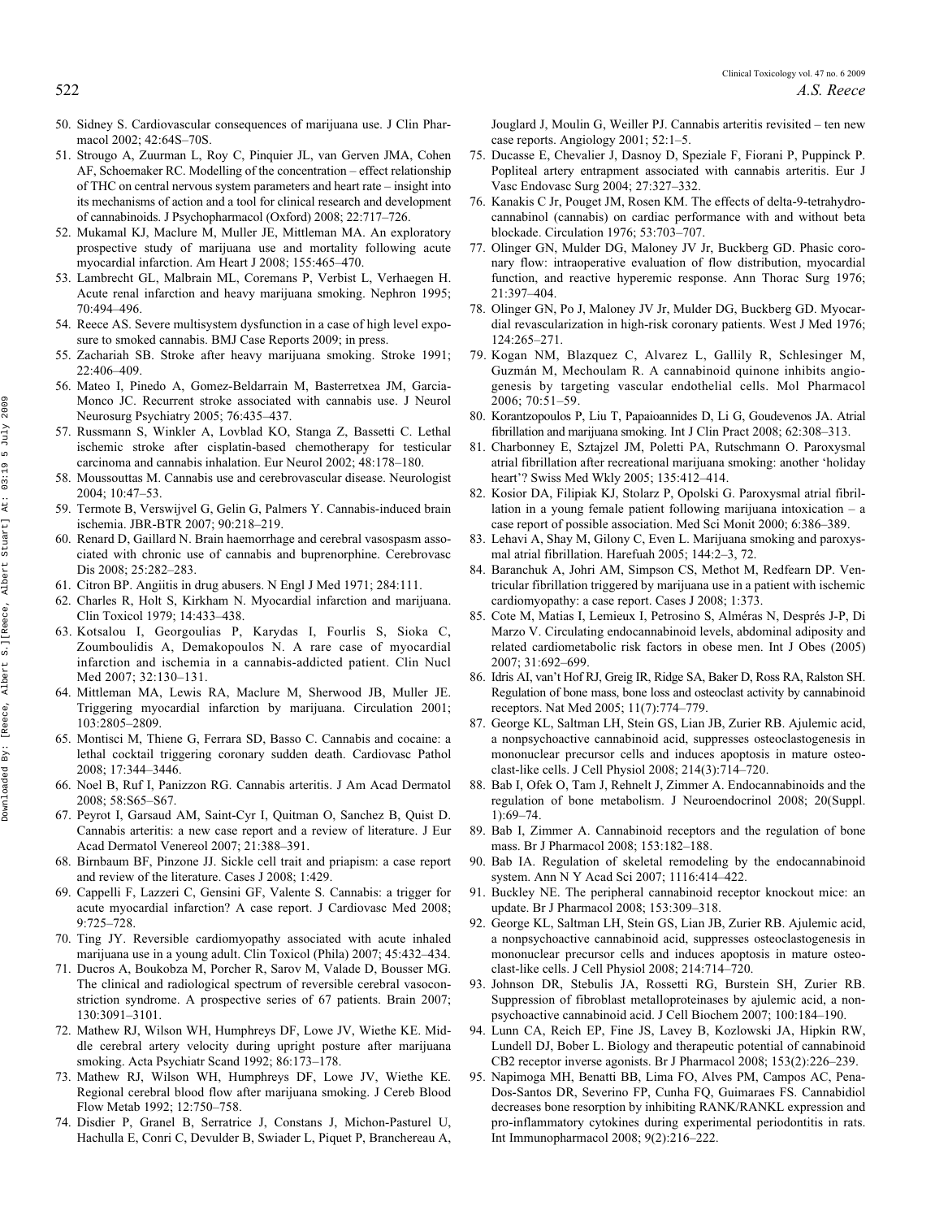50. Sidney S. Cardiovascular consequences of marijuana use. J Clin Pharmacol 2002; 42:64S–70S.
51. Strougo A, Zuurman L, Roy C, Pinquier JL, van Gerven JMA, Cohen AF, Schoemaker RC. Modelling of the concentration – effect relationship of THC on central nervous system parameters and heart rate – insight into its mechanisms of action and a tool for clinical research and development of cannabinoids. J Psychopharmacol (Oxford) 2008; 22:717–726.
52. Mukamal KJ, Maclure M, Muller JE, Mittleman MA. An exploratory prospective study of marijuana use and mortality following acute myocardial infarction. Am Heart J 2008; 155:465–470.
53. Lambrecht GL, Malbrain ML, Coremans P, Verbist L, Verhaegen H. Acute renal infarction and heavy marijuana smoking. Nephron 1995; 70:494–496.
54. Reece AS. Severe multisystem dysfunction in a case of high level exposure to smoked cannabis. BMJ Case Reports 2009; in press.
55. Zachariah SB. Stroke after heavy marijuana smoking. Stroke 1991; 22:406–409.
56. Mateo I, Pinedo A, Gomez-Beldarrain M, Basterretxea JM, Garcia-Monco JC. Recurrent stroke associated with cannabis use. J Neurol Neurosurg Psychiatry 2005; 76:435–437.
57. Russmann S, Winkler A, Lovblad KO, Stanga Z, Bassetti C. Lethal ischemic stroke after cisplatin-based chemotherapy for testicular carcinoma and cannabis inhalation. Eur Neurol 2002; 48:178–180.
58. Moussouttas M. Cannabis use and cerebrovascular disease. Neurologist 2004; 10:47–53.
59. Termote B, Verswijvel G, Gelin G, Palmers Y. Cannabis-induced brain ischemia. JBR-BTR 2007; 90:218–219.
60. Renard D, Gaillard N. Brain haemorrhage and cerebral vasospasm associated with chronic use of cannabis and buprenorphine. Cerebrovasc Dis 2008; 25:282–283.
61. Citron BP. Angiitis in drug abusers. N Engl J Med 1971; 284:111.
62. Charles R, Holt S, Kirkham N. Myocardial infarction and marijuana. Clin Toxicol 1979; 14:433–438.
63. Kotsalou I, Georgoulias P, Karydas I, Fourlis S, Sioka C, Zoumboulidis A, Demakopoulos N. A rare case of myocardial infarction and ischemia in a cannabis-addicted patient. Clin Nucl Med 2007; 32:130–131.
64. Mittleman MA, Lewis RA, Maclure M, Sherwood JB, Muller JE. Triggering myocardial infarction by marijuana. Circulation 2001; 103:2805–2809.
65. Montisci M, Thiene G, Ferrara SD, Basso C. Cannabis and cocaine: a lethal cocktail triggering coronary sudden death. Cardiovasc Pathol 2008; 17:344–3446.
66. Noel B, Ruf I, Panizzon RG. Cannabis arteritis. J Am Acad Dermatol 2008; 58:S65–S67.
67. Peyrot I, Garsaud AM, Saint-Cyr I, Quitman O, Sanchez B, Quist D. Cannabis arteritis: a new case report and a review of literature. J Eur Acad Dermatol Venereol 2007; 21:388–391.
68. Birnbaum BF, Pinzone JJ. Sickle cell trait and priapism: a case report and review of the literature. Cases J 2008; 1:429.
69. Cappelli F, Lazzeri C, Gensini GF, Valente S. Cannabis: a trigger for acute myocardial infarction? A case report. J Cardiovasc Med 2008; 9:725–728.
70. Ting JY. Reversible cardiomyopathy associated with acute inhaled marijuana use in a young adult. Clin Toxicol (Phila) 2007; 45:432–434.
71. Ducros A, Boukobza M, Porcher R, Sarov M, Valade D, Bousser MG. The clinical and radiological spectrum of reversible cerebral vasoconstriction syndrome. A prospective series of 67 patients. Brain 2007; 130:3091–3101.
72. Mathew RJ, Wilson WH, Humphreys DF, Lowe JV, Wiethe KE. Middle cerebral artery velocity during upright posture after marijuana smoking. Acta Psychiatr Scand 1992; 86:173–178.
73. Mathew RJ, Wilson WH, Humphreys DF, Lowe JV, Wiethe KE. Regional cerebral blood flow after marijuana smoking. J Cereb Blood Flow Metab 1992; 12:750–758.
74. Disdier P, Granel B, Serratrice J, Constans J, Michon-Pasturel U, Hachulla E, Conri C, Devulder B, Swiader L, Piquet P, Branchereau A, Jouglard J, Moulin G, Weiller PJ. Cannabis arteritis revisited – ten new case reports. Angiology 2001; 52:1–5.
75. Ducasse E, Chevalier J, Dasnoy D, Speziale F, Fiorani P, Puppinck P. Popliteal artery entrapment associated with cannabis arteritis. Eur J Vasc Endovasc Surg 2004; 27:327–332.
76. Kanakis C Jr, Pouget JM, Rosen KM. The effects of delta-9-tetrahydrocannabinol (cannabis) on cardiac performance with and without beta blockade. Circulation 1976; 53:703–707.
77. Olinger GN, Mulder DG, Maloney JV Jr, Buckberg GD. Phasic coronary flow: intraoperative evaluation of flow distribution, myocardial function, and reactive hyperemic response. Ann Thorac Surg 1976; 21:397–404.
78. Olinger GN, Po J, Maloney JV Jr, Mulder DG, Buckberg GD. Myocardial revascularization in high-risk coronary patients. West J Med 1976; 124:265–271.
79. Kogan NM, Blazquez C, Alvarez L, Gallily R, Schlesinger M, Guzmán M, Mechoulam R. A cannabinoid quinone inhibits angiogenesis by targeting vascular endothelial cells. Mol Pharmacol 2006; 70:51–59.
80. Korantzopoulos P, Liu T, Papaioannides D, Li G, Goudevenos JA. Atrial fibrillation and marijuana smoking. Int J Clin Pract 2008; 62:308–313.
81. Charbonney E, Sztajzel JM, Poletti PA, Rutschmann O. Paroxysmal atrial fibrillation after recreational marijuana smoking: another 'holiday heart'? Swiss Med Wkly 2005; 135:412–414.
82. Kosior DA, Filipiak KJ, Stolarz P, Opolski G. Paroxysmal atrial fibrillation in a young female patient following marijuana intoxication – a case report of possible association. Med Sci Monit 2000; 6:386–389.
83. Lehavi A, Shay M, Gilony C, Even L. Marijuana smoking and paroxysmal atrial fibrillation. Harefuah 2005; 144:2–3, 72.
84. Baranchuk A, Johri AM, Simpson CS, Methot M, Redfearn DP. Ventricular fibrillation triggered by marijuana use in a patient with ischemic cardiomyopathy: a case report. Cases J 2008; 1:373.
85. Cote M, Matias I, Lemieux I, Petrosino S, Alméras N, Després J-P, Di Marzo V. Circulating endocannabinoid levels, abdominal adiposity and related cardiometabolic risk factors in obese men. Int J Obes (2005) 2007; 31:692–699.
86. Idris AI, van't Hof RJ, Greig IR, Ridge SA, Baker D, Ross RA, Ralston SH. Regulation of bone mass, bone loss and osteoclast activity by cannabinoid receptors. Nat Med 2005; 11(7):774–779.
87. George KL, Saltman LH, Stein GS, Lian JB, Zurier RB. Ajulemic acid, a nonpsychoactive cannabinoid acid, suppresses osteoclastogenesis in mononuclear precursor cells and induces apoptosis in mature osteoclast-like cells. J Cell Physiol 2008; 214(3):714–720.
88. Bab I, Ofek O, Tam J, Rehnelt J, Zimmer A. Endocannabinoids and the regulation of bone metabolism. J Neuroendocrinol 2008; 20(Suppl. 1):69–74.
89. Bab I, Zimmer A. Cannabinoid receptors and the regulation of bone mass. Br J Pharmacol 2008; 153:182–188.
90. Bab IA. Regulation of skeletal remodeling by the endocannabinoid system. Ann N Y Acad Sci 2007; 1116:414–422.
91. Buckley NE. The peripheral cannabinoid receptor knockout mice: an update. Br J Pharmacol 2008; 153:309–318.
92. George KL, Saltman LH, Stein GS, Lian JB, Zurier RB. Ajulemic acid, a nonpsychoactive cannabinoid acid, suppresses osteoclastogenesis in mononuclear precursor cells and induces apoptosis in mature osteoclast-like cells. J Cell Physiol 2008; 214:714–720.
93. Johnson DR, Stebulis JA, Rossetti RG, Burstein SH, Zurier RB. Suppression of fibroblast metalloproteinases by ajulemic acid, a nonpsychoactive cannabinoid acid. J Cell Biochem 2007; 100:184–190.
94. Lunn CA, Reich EP, Fine JS, Lavey B, Kozlowski JA, Hipkin RW, Lundell DJ, Bober L. Biology and therapeutic potential of cannabinoid CB2 receptor inverse agonists. Br J Pharmacol 2008; 153(2):226–239.
95. Napimoga MH, Benatti BB, Lima FO, Alves PM, Campos AC, Pena-Dos-Santos DR, Severino FP, Cunha FQ, Guimaraes FS. Cannabidiol decreases bone resorption by inhibiting RANK/RANKL expression and pro-inflammatory cytokines during experimental periodontitis in rats. Int Immunopharmacol 2008; 9(2):216–222.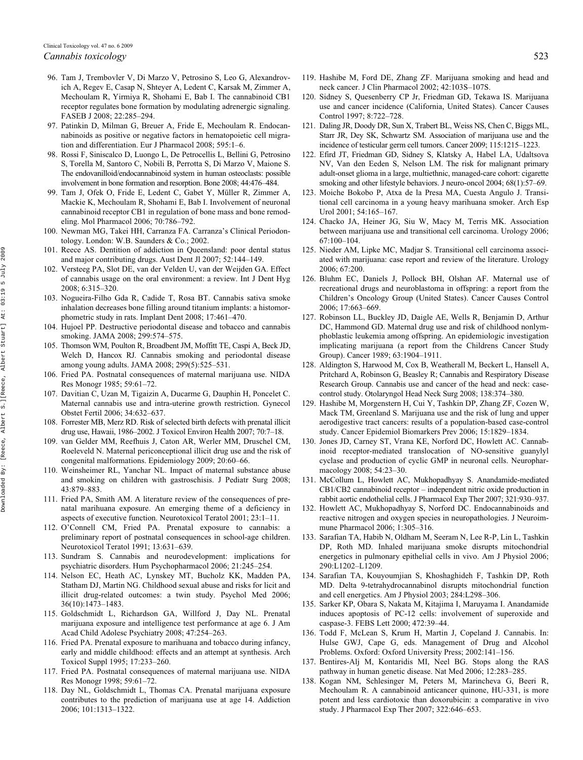96. Tam J, Trembovler V, Di Marzo V, Petrosino S, Leo G, Alexandrovich A, Regev E, Casap N, Shteyer A, Ledent C, Karsak M, Zimmer A, Mechoulam R, Yirmiya R, Shohami E, Bab I. The cannabinoid CB1 receptor regulates bone formation by modulating adrenergic signaling. FASEB J 2008; 22:285–294.
97. Patinkin D, Milman G, Breuer A, Fride E, Mechoulam R. Endocannabinoids as positive or negative factors in hematopoietic cell migration and differentiation. Eur J Pharmacol 2008; 595:1–6.
98. Rossi F, Siniscalco D, Luongo L, De Petrocellis L, Bellini G, Petrosino S, Torella M, Santoro C, Nobili B, Perrotta S, Di Marzo V, Maione S. The endovanilloid/endocannabinoid system in human osteoclasts: possible involvement in bone formation and resorption. Bone 2008; 44:476–484.
99. Tam J, Ofek O, Fride E, Ledent C, Gabet Y, Müller R, Zimmer A, Mackie K, Mechoulam R, Shohami E, Bab I. Involvement of neuronal cannabinoid receptor CB1 in regulation of bone mass and bone remodeling. Mol Pharmacol 2006; 70:786–792.
100. Newman MG, Takei HH, Carranza FA. Carranza's Clinical Periodontology. London: W.B. Saunders & Co.; 2002.
101. Reece AS. Dentition of addiction in Queensland: poor dental status and major contributing drugs. Aust Dent Jl 2007; 52:144–149.
102. Versteeg PA, Slot DE, van der Velden U, van der Weijden GA. Effect of cannabis usage on the oral environment: a review. Int J Dent Hyg 2008; 6:315–320.
103. Nogueira-Filho Gda R, Cadide T, Rosa BT. Cannabis sativa smoke inhalation decreases bone filling around titanium implants: a histomorphometric study in rats. Implant Dent 2008; 17:461–470.
104. Hujoel PP. Destructive periodontal disease and tobacco and cannabis smoking. JAMA 2008; 299:574–575.
105. Thomson WM, Poulton R, Broadbent JM, Moffitt TE, Caspi A, Beck JD, Welch D, Hancox RJ. Cannabis smoking and periodontal disease among young adults. JAMA 2008; 299(5):525–531.
106. Fried PA. Postnatal consequences of maternal marijuana use. NIDA Res Monogr 1985; 59:61–72.
107. Davitian C, Uzan M, Tigaizin A, Ducarme G, Dauphin H, Poncelet C. Maternal cannabis use and intra-uterine growth restriction. Gynecol Obstet Fertil 2006; 34:632–637.
108. Forrester MB, Merz RD. Risk of selected birth defects with prenatal illicit drug use, Hawaii, 1986–2002. J Toxicol Environ Health 2007; 70:7–18.
109. van Gelder MM, Reefhuis J, Caton AR, Werler MM, Druschel CM, Roeleveld N. Maternal periconceptional illicit drug use and the risk of congenital malformations. Epidemiology 2009; 20:60–66.
110. Weinsheimer RL, Yanchar NL. Impact of maternal substance abuse and smoking on children with gastroschisis. J Pediatr Surg 2008; 43:879–883.
111. Fried PA, Smith AM. A literature review of the consequences of prenatal marihuana exposure. An emerging theme of a deficiency in aspects of executive function. Neurotoxicol Teratol 2001; 23:1–11.
112. O'Connell CM, Fried PA. Prenatal exposure to cannabis: a preliminary report of postnatal consequences in school-age children. Neurotoxicol Teratol 1991; 13:631–639.
113. Sundram S. Cannabis and neurodevelopment: implications for psychiatric disorders. Hum Psychopharmacol 2006; 21:245–254.
114. Nelson EC, Heath AC, Lynskey MT, Bucholz KK, Madden PA, Statham DJ, Martin NG. Childhood sexual abuse and risks for licit and illicit drug-related outcomes: a twin study. Psychol Med 2006; 36(10):1473–1483.
115. Goldschmidt L, Richardson GA, Willford J, Day NL. Prenatal marijuana exposure and intelligence test performance at age 6. J Am Acad Child Adolesc Psychiatry 2008; 47:254–263.
116. Fried PA. Prenatal exposure to marihuana and tobacco during infancy, early and middle childhood: effects and an attempt at synthesis. Arch Toxicol Suppl 1995; 17:233–260.
117. Fried PA. Postnatal consequences of maternal marijuana use. NIDA Res Monogr 1998; 59:61–72.
118. Day NL, Goldschmidt L, Thomas CA. Prenatal marijuana exposure contributes to the prediction of marijuana use at age 14. Addiction 2006; 101:1313–1322.
119. Hashibe M, Ford DE, Zhang ZF. Marijuana smoking and head and neck cancer. J Clin Pharmacol 2002; 42:103S–107S.
120. Sidney S, Quesenberry CP Jr, Friedman GD, Tekawa IS. Marijuana use and cancer incidence (California, United States). Cancer Causes Control 1997; 8:722–728.
121. Daling JR, Doody DR, Sun X, Trabert BL, Weiss NS, Chen C, Biggs ML, Starr JR, Dey SK, Schwartz SM. Association of marijuana use and the incidence of testicular germ cell tumors. Cancer 2009; 115:1215–1223.
122. Efird JT, Friedman GD, Sidney S, Klatsky A, Habel LA, Udaltsova NV, Van den Eeden S, Nelson LM. The risk for malignant primary adult-onset glioma in a large, multiethnic, managed-care cohort: cigarette smoking and other lifestyle behaviors. J neuro-oncol 2004; 68(1):57–69.
123. Moiche Bokobo P, Atxa de la Presa MA, Cuesta Angulo J. Transitional cell carcinoma in a young heavy marihuana smoker. Arch Esp Urol 2001; 54:165–167.
124. Chacko JA, Heiner JG, Siu W, Macy M, Terris MK. Association between marijuana use and transitional cell carcinoma. Urology 2006; 67:100–104.
125. Nieder AM, Lipke MC, Madjar S. Transitional cell carcinoma associated with marijuana: case report and review of the literature. Urology 2006; 67:200.
126. Bluhm EC, Daniels J, Pollock BH, Olshan AF. Maternal use of recreational drugs and neuroblastoma in offspring: a report from the Children's Oncology Group (United States). Cancer Causes Control 2006; 17:663–669.
127. Robinson LL, Buckley JD, Daigle AE, Wells R, Benjamin D, Arthur DC, Hammond GD. Maternal drug use and risk of childhood nonlymphoblastic leukemia among offspring. An epidemiologic investigation implicating marijuana (a report from the Childrens Cancer Study Group). Cancer 1989; 63:1904–1911.
128. Aldington S, Harwood M, Cox B, Weatherall M, Beckert L, Hansell A, Pritchard A, Robinson G, Beasley R; Cannabis and Respiratory Disease Research Group. Cannabis use and cancer of the head and neck: case-control study. Otolaryngol Head Neck Surg 2008; 138:374–380.
129. Hashibe M, Morgenstern H, Cui Y, Tashkin DP, Zhang ZF, Cozen W, Mack TM, Greenland S. Marijuana use and the risk of lung and upper aerodigestive tract cancers: results of a population-based case-control study. Cancer Epidemiol Biomarkers Prev 2006; 15:1829–1834.
130. Jones JD, Carney ST, Vrana KE, Norford DC, Howlett AC. Cannabinoid receptor-mediated translocation of NO-sensitive guanylyl cyclase and production of cyclic GMP in neuronal cells. Neuropharmacology 2008; 54:23–30.
131. McCollum L, Howlett AC, Mukhopadhyay S. Anandamide-mediated CB1/CB2 cannabinoid receptor – independent nitric oxide production in rabbit aortic endothelial cells. J Pharmacol Exp Ther 2007; 321:930–937.
132. Howlett AC, Mukhopadhyay S, Norford DC. Endocannabinoids and reactive nitrogen and oxygen species in neuropathologies. J Neuroimmune Pharmacol 2006; 1:305–316.
133. Sarafian TA, Habib N, Oldham M, Seeram N, Lee R-P, Lin L, Tashkin DP, Roth MD. Inhaled marijuana smoke disrupts mitochondrial energetics in pulmonary epithelial cells in vivo. Am J Physiol 2006; 290:L1202–L1209.
134. Sarafian TA, Kouyoumjian S, Khoshaghideh F, Tashkin DP, Roth MD. Delta 9-tetrahydrocannabinol disrupts mitochondrial function and cell energetics. Am J Physiol 2003; 284:L298–306.
135. Sarker KP, Obara S, Nakata M, Kitajima I, Maruyama I. Anandamide induces apoptosis of PC-12 cells: involvement of superoxide and caspase-3. FEBS Lett 2000; 472:39–44.
136. Todd F, McLean S, Krum H, Martin J, Copeland J. Cannabis. In: Hulse GWJ, Cape G, eds. Management of Drug and Alcohol Problems. Oxford: Oxford University Press; 2002:141–156.
137. Bentires-Alj M, Kontaridis MI, Neel BG. Stops along the RAS pathway in human genetic disease. Nat Med 2006; 12:283–285.
138. Kogan NM, Schlesinger M, Peters M, Marincheva G, Beeri R, Mechoulam R. A cannabinoid anticancer quinone, HU-331, is more potent and less cardiotoxic than doxorubicin: a comparative in vivo study. J Pharmacol Exp Ther 2007; 322:646–653.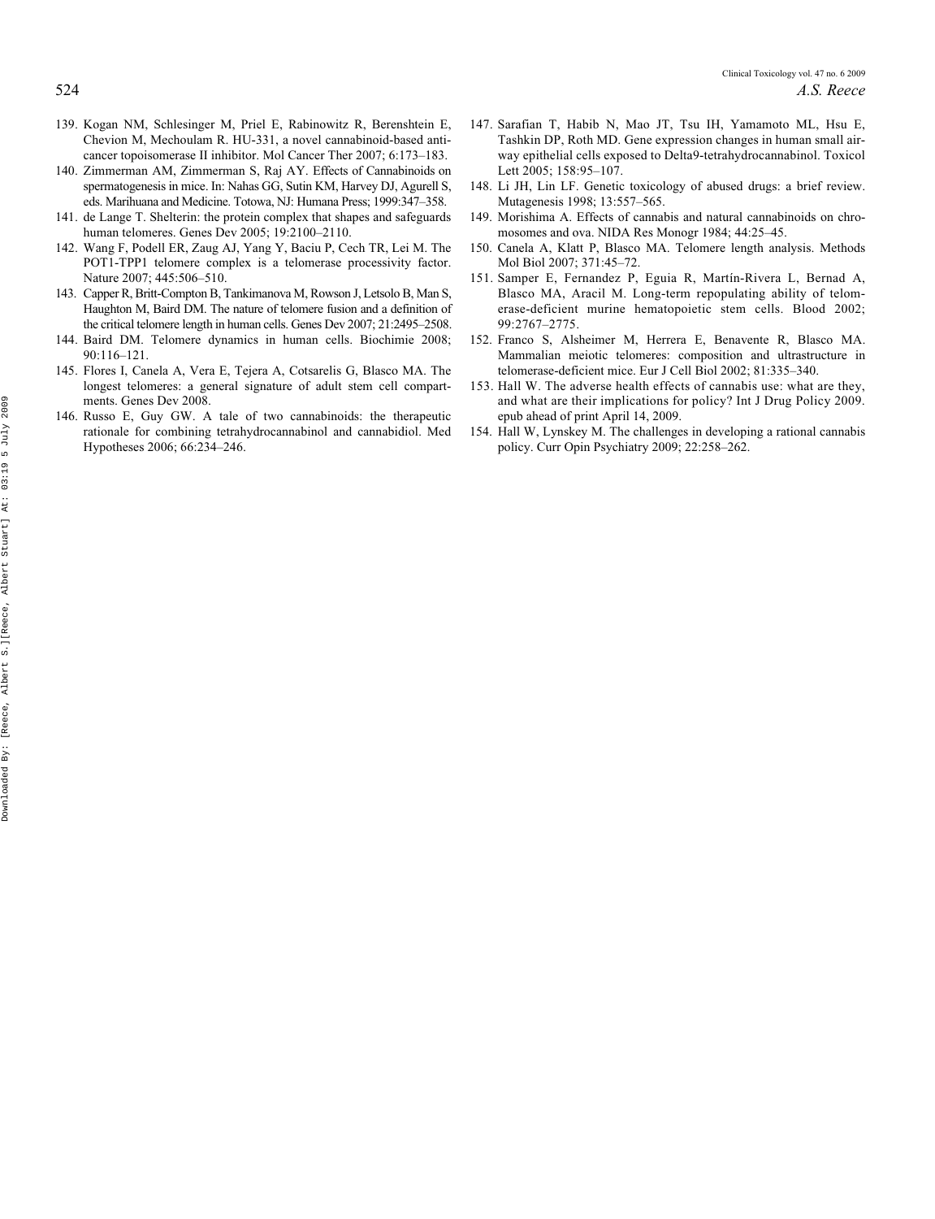139. Kogan NM, Schlesinger M, Priel E, Rabinowitz R, Berenshtein E, Chevion M, Mechoulam R. HU-331, a novel cannabinoid-based anticancer topoisomerase II inhibitor. Mol Cancer Ther 2007; 6:173–183.
140. Zimmerman AM, Zimmerman S, Raj AY. Effects of Cannabinoids on spermatogenesis in mice. In: Nahas GG, Sutin KM, Harvey DJ, Agurell S, eds. Marihuana and Medicine. Totowa, NJ: Humana Press; 1999:347–358.
141. de Lange T. Shelterin: the protein complex that shapes and safeguards human telomeres. Genes Dev 2005; 19:2100–2110.
142. Wang F, Podell ER, Zaug AJ, Yang Y, Baciu P, Cech TR, Lei M. The POT1-TPP1 telomere complex is a telomerase processivity factor. Nature 2007; 445:506–510.
143. Capper R, Britt-Compton B, Tankimanova M, Rowson J, Letsolo B, Man S, Haughton M, Baird DM. The nature of telomere fusion and a definition of the critical telomere length in human cells. Genes Dev 2007; 21:2495–2508.
144. Baird DM. Telomere dynamics in human cells. Biochimie 2008; 90:116–121.
145. Flores I, Canela A, Vera E, Tejera A, Cotsarelis G, Blasco MA. The longest telomeres: a general signature of adult stem cell compartments. Genes Dev 2008.
146. Russo E, Guy GW. A tale of two cannabinoids: the therapeutic rationale for combining tetrahydrocannabinol and cannabidiol. Med Hypotheses 2006; 66:234–246.
147. Sarafian T, Habib N, Mao JT, Tsu IH, Yamamoto ML, Hsu E, Tashkin DP, Roth MD. Gene expression changes in human small airway epithelial cells exposed to Delta9-tetrahydrocannabinol. Toxicol Lett 2005; 158:95–107.
148. Li JH, Lin LF. Genetic toxicology of abused drugs: a brief review. Mutagenesis 1998; 13:557–565.
149. Morishima A. Effects of cannabis and natural cannabinoids on chromosomes and ova. NIDA Res Monogr 1984; 44:25–45.
150. Canela A, Klatt P, Blasco MA. Telomere length analysis. Methods Mol Biol 2007; 371:45–72.
151. Samper E, Fernandez P, Eguia R, Martín-Rivera L, Bernad A, Blasco MA, Aracil M. Long-term repopulating ability of telomerase-deficient murine hematopoietic stem cells. Blood 2002; 99:2767–2775.
152. Franco S, Alsheimer M, Herrera E, Benavente R, Blasco MA. Mammalian meiotic telomeres: composition and ultrastructure in telomerase-deficient mice. Eur J Cell Biol 2002; 81:335–340.
153. Hall W. The adverse health effects of cannabis use: what are they, and what are their implications for policy? Int J Drug Policy 2009. epub ahead of print April 14, 2009.
154. Hall W, Lynskey M. The challenges in developing a rational cannabis policy. Curr Opin Psychiatry 2009; 22:258–262.